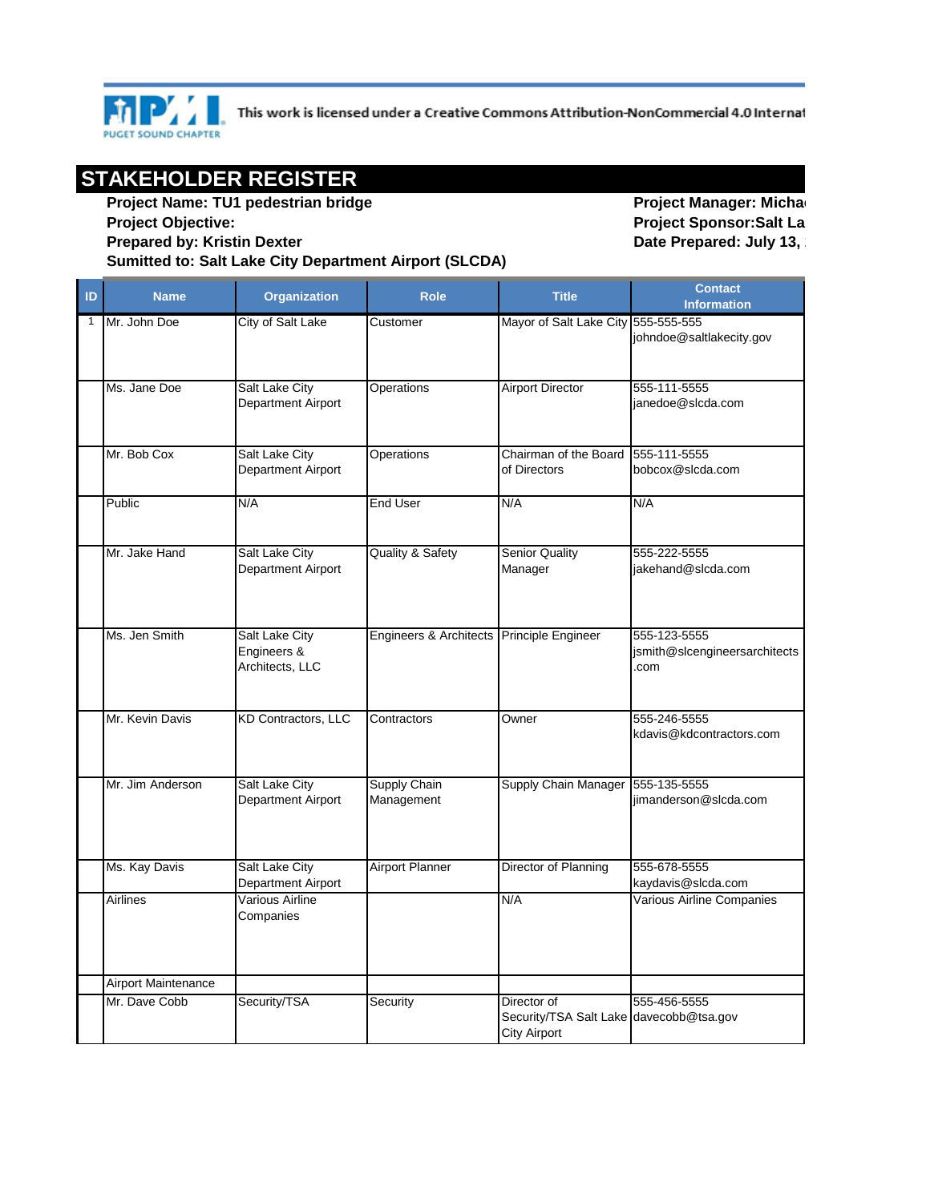This work is licensed under a Creative Commons Attribution-NonCommercial 4.0 Internat

# STAKEHOLDER REGISTER

**Project Name: TU1 pedestrian bridge**
**Project Objective:**
**Prepared by: Kristin Dexter**
**Sumitted to: Salt Lake City Department Airport (SLCDA)**

**Project Manager: Micha**
**Project Sponsor:Salt La**
**Date Prepared: July 13,**

| ID | Name | Organization | Role | Title | Contact Information |
|---|---|---|---|---|---|
| 1 | Mr. John Doe | City of Salt Lake | Customer | Mayor of Salt Lake City | 555-555-555 johndoe@saltlakecity.gov |
| | Ms. Jane Doe | Salt Lake City Department Airport | Operations | Airport Director | 555-111-5555 janedoe@slcda.com |
| | Mr. Bob Cox | Salt Lake City Department Airport | Operations | Chairman of the Board of Directors | 555-111-5555 bobcox@slcda.com |
| | Public | N/A | End User | N/A | N/A |
| | Mr. Jake Hand | Salt Lake City Department Airport | Quality & Safety | Senior Quality Manager | 555-222-5555 jakehand@slcda.com |
| | Ms. Jen Smith | Salt Lake City Engineers & Architects, LLC | Engineers & Architects | Principle Engineer | 555-123-5555 jsmith@slcengineersarchitects.com |
| | Mr. Kevin Davis | KD Contractors, LLC | Contractors | Owner | 555-246-5555 kdavis@kdcontractors.com |
| | Mr. Jim Anderson | Salt Lake City Department Airport | Supply Chain Management | Supply Chain Manager | 555-135-5555 jimanderson@slcda.com |
| | Ms. Kay Davis | Salt Lake City Department Airport | Airport Planner | Director of Planning | 555-678-5555 kaydavis@slcda.com |
| | Airlines | Various Airline Companies | | N/A | Various Airline Companies |
| | Airport Maintenance | | | | |
| | Mr. Dave Cobb | Security/TSA | Security | Director of Security/TSA Salt Lake City Airport | 555-456-5555 davecobb@tsa.gov |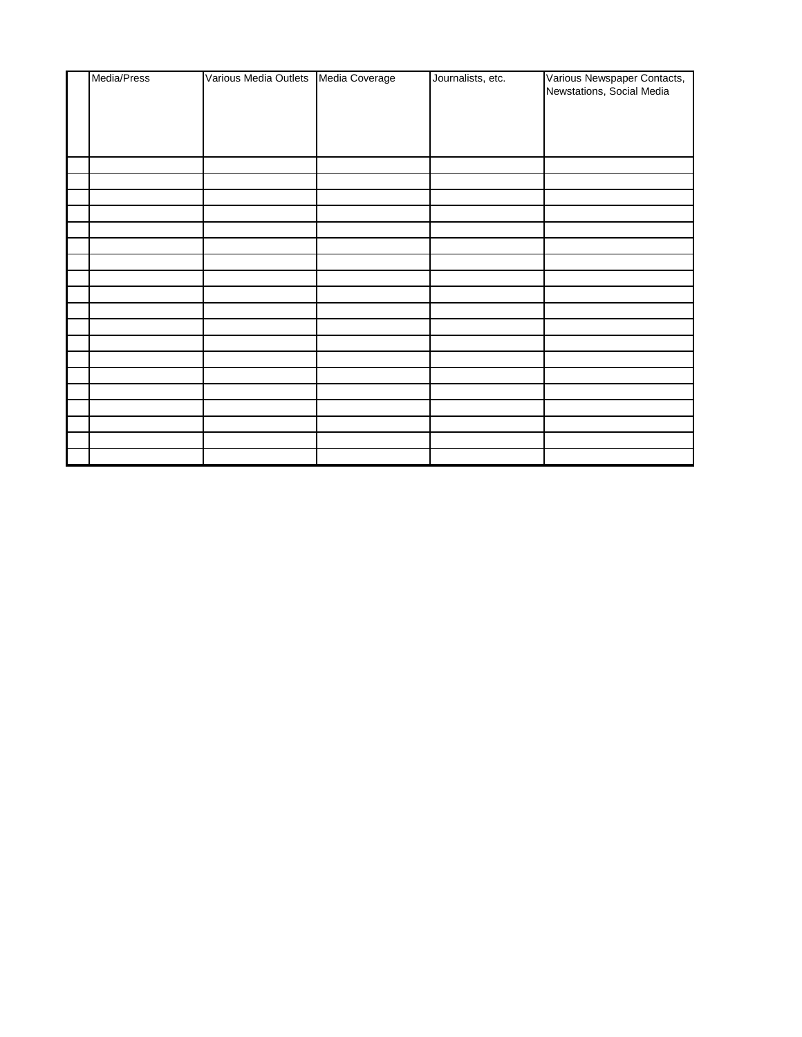|  | Media/Press | Various Media Outlets | Media Coverage | Journalists, etc. | Various Newspaper Contacts, Newstations, Social Media |
|---|---|---|---|---|---|
|  |  |  |  |  |  |
|  |  |  |  |  |  |
|  |  |  |  |  |  |
|  |  |  |  |  |  |
|  |  |  |  |  |  |
|  |  |  |  |  |  |
|  |  |  |  |  |  |
|  |  |  |  |  |  |
|  |  |  |  |  |  |
|  |  |  |  |  |  |
|  |  |  |  |  |  |
|  |  |  |  |  |  |
|  |  |  |  |  |  |
|  |  |  |  |  |  |
|  |  |  |  |  |  |
|  |  |  |  |  |  |
|  |  |  |  |  |  |
|  |  |  |  |  |  |
|  |  |  |  |  |  |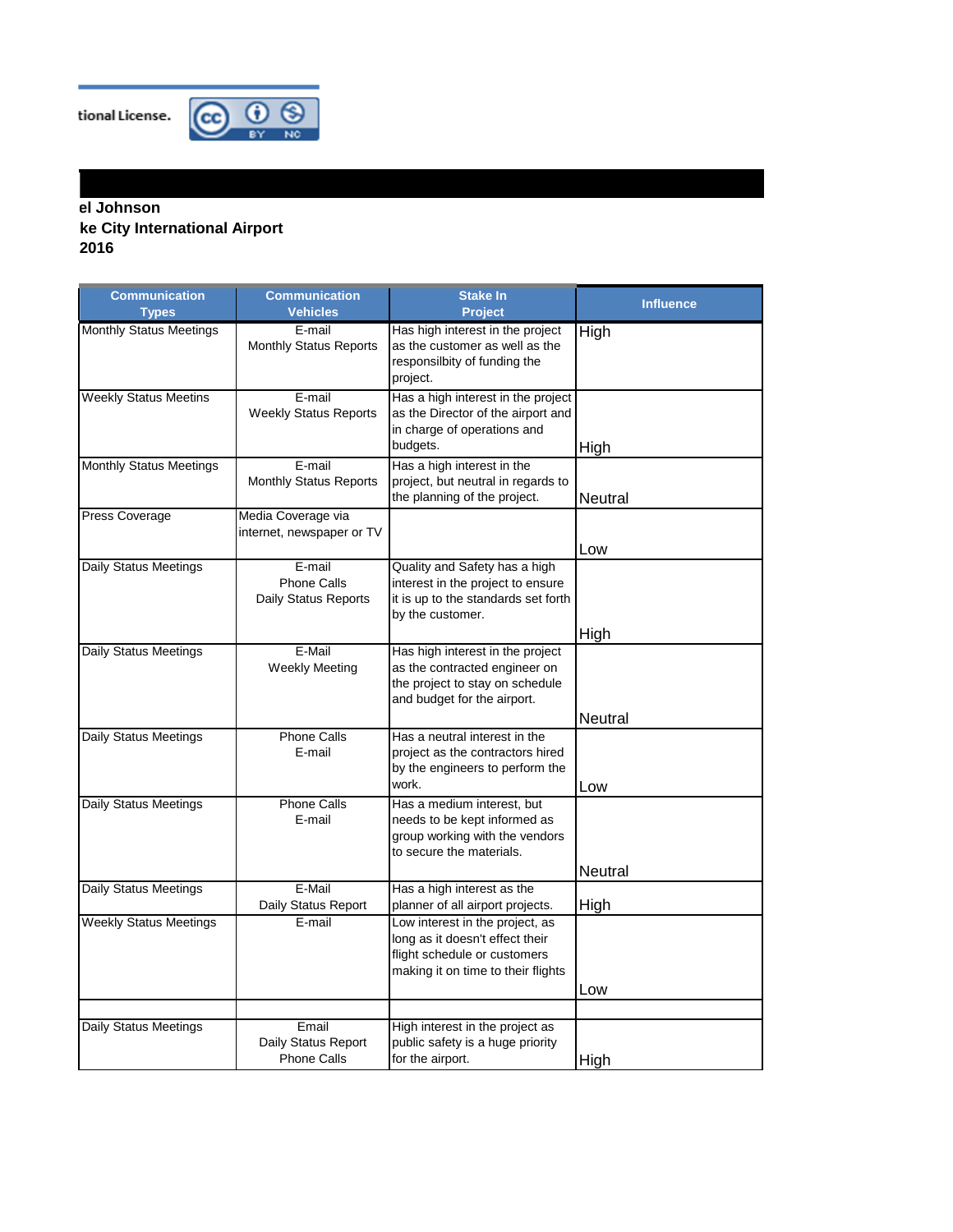tional License.

**el Johnson**
**ke City International Airport**
**2016**

| Communication Types | Communication Vehicles | Stake In Project | Influence |
|---|---|---|---|
| Monthly Status Meetings | E-mail<br>Monthly Status Reports | Has high interest in the project as the customer as well as the responsilbity of funding the project. | High |
| Weekly Status Meetins | E-mail<br>Weekly Status Reports | Has a high interest in the project as the Director of the airport and in charge of operations and budgets. | High |
| Monthly Status Meetings | E-mail<br>Monthly Status Reports | Has a high interest in the project, but neutral in regards to the planning of the project. | Neutral |
| Press Coverage | Media Coverage via internet, newspaper or TV | | Low |
| Daily Status Meetings | E-mail<br>Phone Calls<br>Daily Status Reports | Quality and Safety has a high interest in the project to ensure it is up to the standards set forth by the customer. | High |
| Daily Status Meetings | E-Mail<br>Weekly Meeting | Has high interest in the project as the contracted engineer on the project to stay on schedule and budget for the airport. | Neutral |
| Daily Status Meetings | Phone Calls<br>E-mail | Has a neutral interest in the project as the contractors hired by the engineers to perform the work. | Low |
| Daily Status Meetings | Phone Calls<br>E-mail | Has a medium interest, but needs to be kept informed as group working with the vendors to secure the materials. | Neutral |
| Daily Status Meetings | E-Mail<br>Daily Status Report | Has a high interest as the planner of all airport projects. | High |
| Weekly Status Meetings | E-mail | Low interest in the project, as long as it doesn't effect their flight schedule or customers making it on time to their flights | Low |
| | | | |
| Daily Status Meetings | Email<br>Daily Status Report<br>Phone Calls | High interest in the project as public safety is a huge priority for the airport. | High |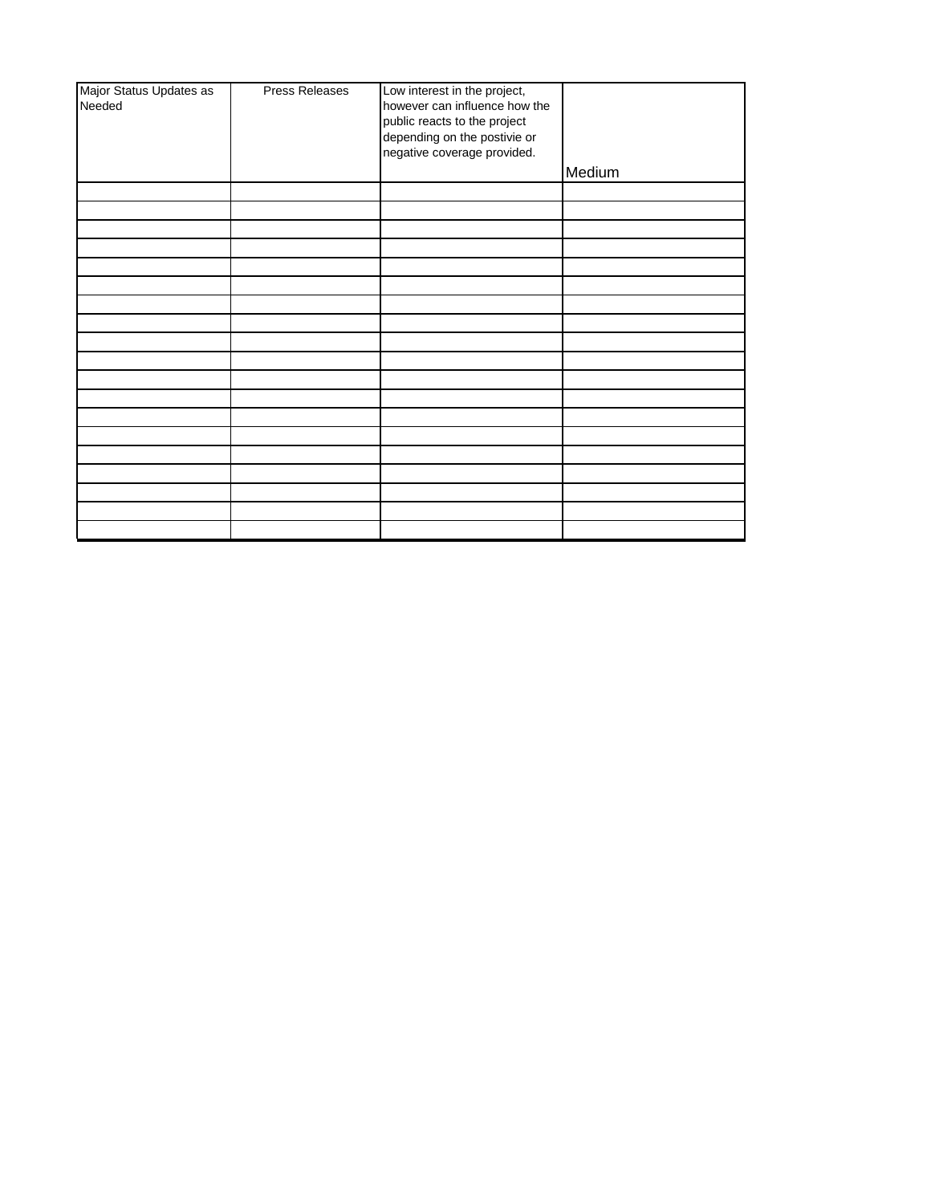| Major Status Updates as Needed | Press Releases | Low interest in the project, however can influence how the public reacts to the project depending on the postivie or negative coverage provided. | Medium |
|---|---|---|---|
| | | | |
| | | | |
| | | | |
| | | | |
| | | | |
| | | | |
| | | | |
| | | | |
| | | | |
| | | | |
| | | | |
| | | | |
| | | | |
| | | | |
| | | | |
| | | | |
| | | | |
| | | | |
| | | | |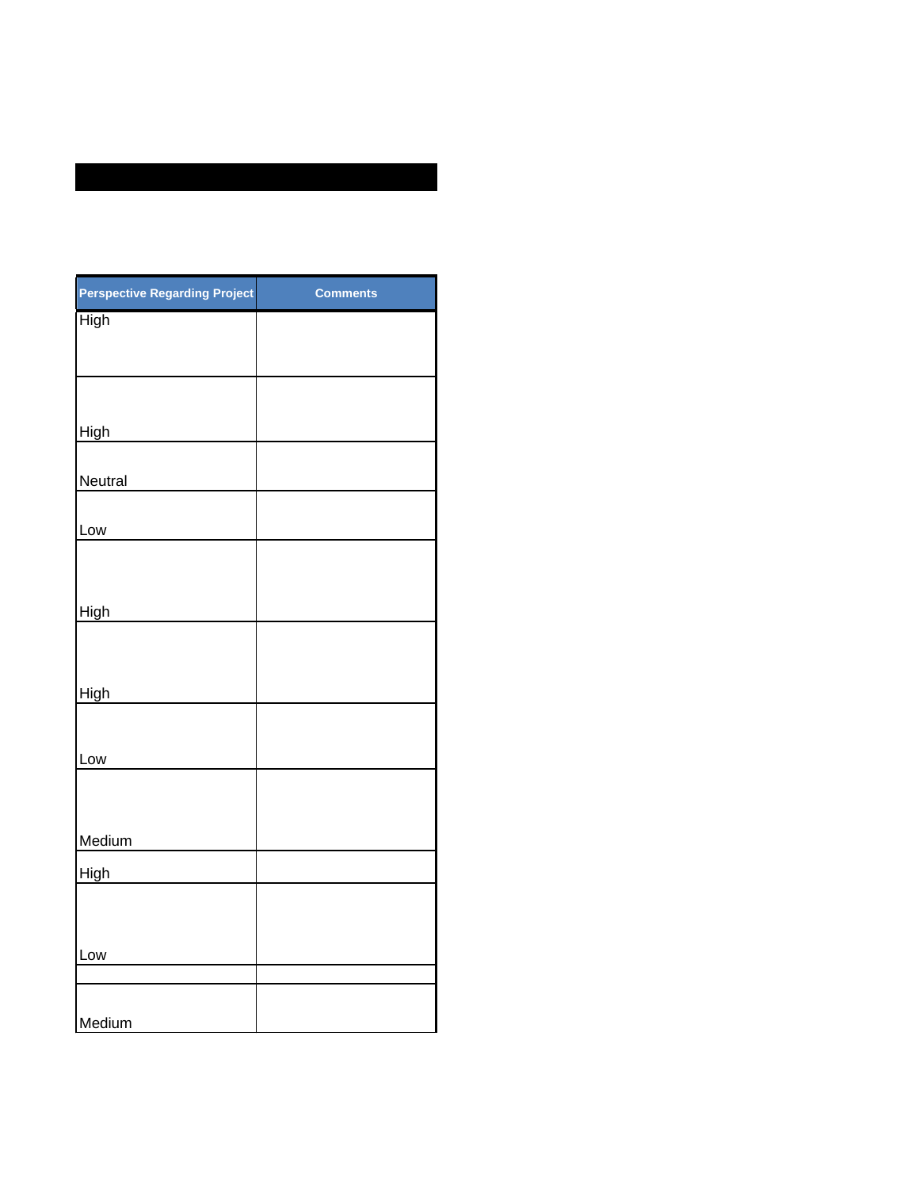| Perspective Regarding Project | Comments |
|---|---|
| High | |
| High | |
| Neutral | |
| Low | |
| High | |
| High | |
| Low | |
| Medium | |
| High | |
| Low | |
| | |
| Medium | |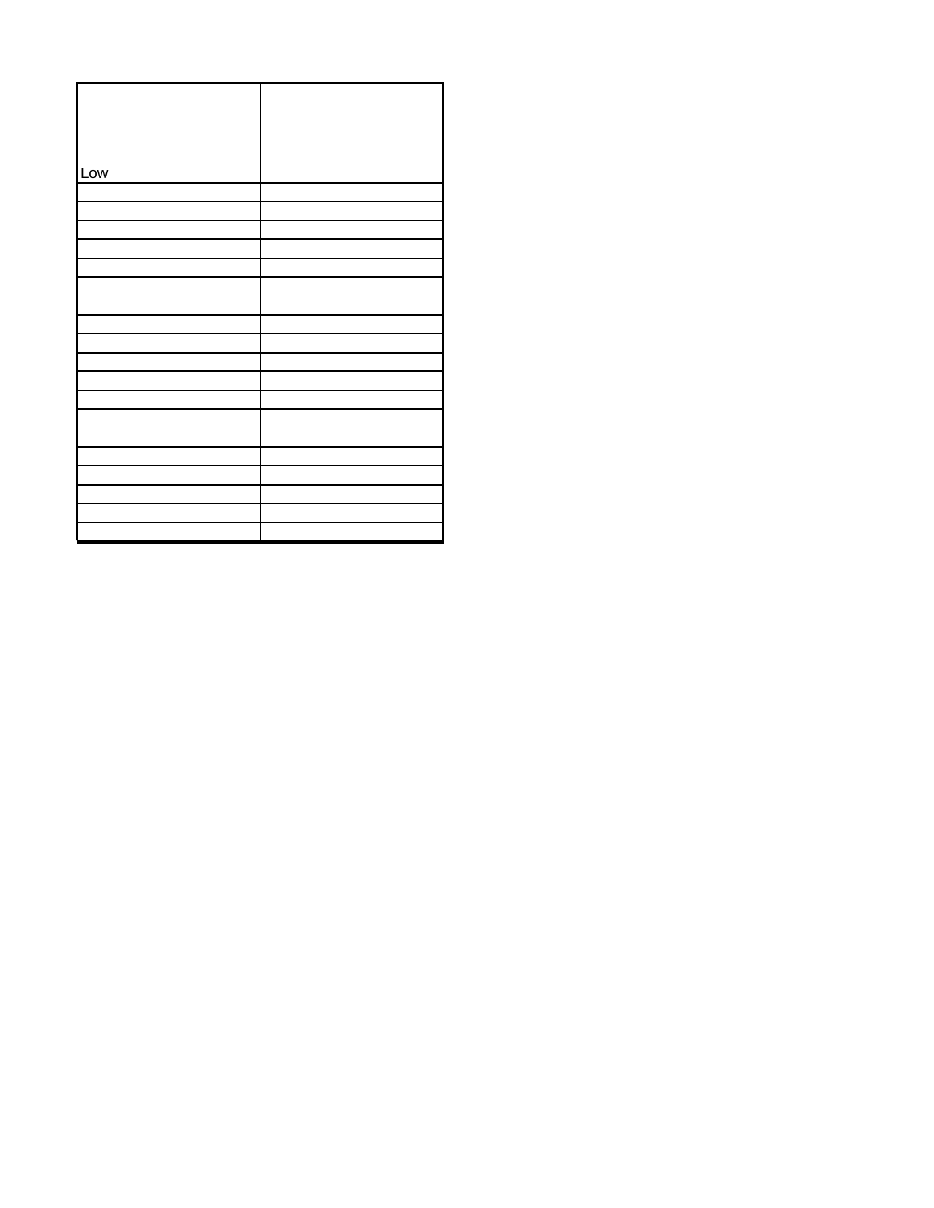| Low | |
|---|---|
| | |
| | |
| | |
| | |
| | |
| | |
| | |
| | |
| | |
| | |
| | |
| | |
| | |
| | |
| | |
| | |
| | |
| | |
| | |